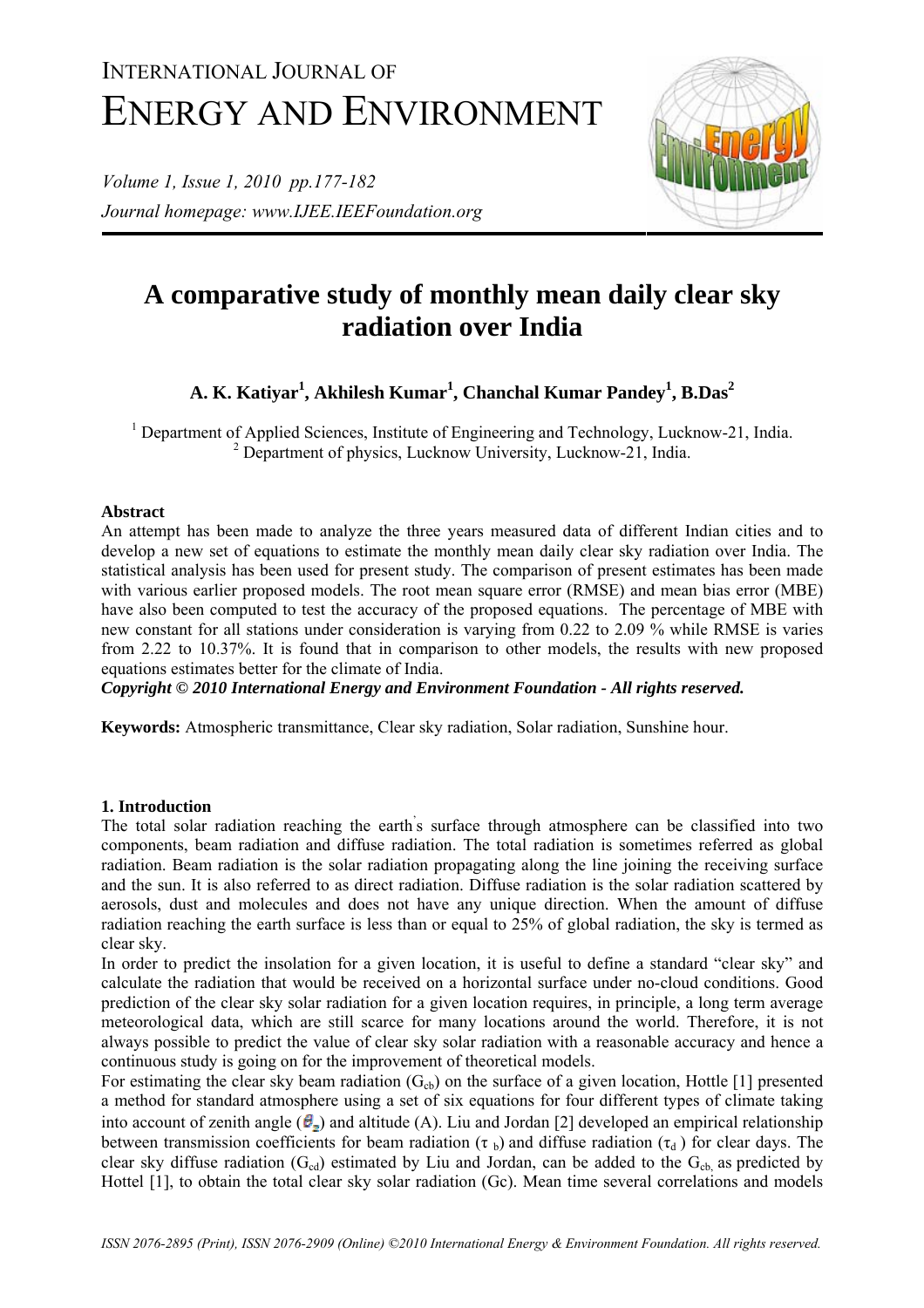# A comparative study of monthly mean daily clear sky radiation over India

**A. K. Katiyar[1], Akhilesh Kumar[1], Chanchal Kumar Pandey[1], B.Das[2]**

[1] Department of Applied Sciences, Institute of Engineering and Technology, Lucknow-21, India.
[2] Department of physics, Lucknow University, Lucknow-21, India.

### Abstract

An attempt has been made to analyze the three years measured data of different Indian cities and to develop a new set of equations to estimate the monthly mean daily clear sky radiation over India. The statistical analysis has been used for present study. The comparison of present estimates has been made with various earlier proposed models. The root mean square error (RMSE) and mean bias error (MBE) have also been computed to test the accuracy of the proposed equations. The percentage of MBE with new constant for all stations under consideration is varying from 0.22 to 2.09 % while RMSE is varies from 2.22 to 10.37%. It is found that in comparison to other models, the results with new proposed equations estimates better for the climate of India.

***Copyright © 2010 International Energy and Environment Foundation - All rights reserved.***

**Keywords:** Atmospheric transmittance, Clear sky radiation, Solar radiation, Sunshine hour.

## 1. Introduction

The total solar radiation reaching the earth's surface through atmosphere can be classified into two components, beam radiation and diffuse radiation. The total radiation is sometimes referred as global radiation. Beam radiation is the solar radiation propagating along the line joining the receiving surface and the sun. It is also referred to as direct radiation. Diffuse radiation is the solar radiation scattered by aerosols, dust and molecules and does not have any unique direction. When the amount of diffuse radiation reaching the earth surface is less than or equal to 25% of global radiation, the sky is termed as clear sky.

In order to predict the insolation for a given location, it is useful to define a standard "clear sky" and calculate the radiation that would be received on a horizontal surface under no-cloud conditions. Good prediction of the clear sky solar radiation for a given location requires, in principle, a long term average meteorological data, which are still scarce for many locations around the world. Therefore, it is not always possible to predict the value of clear sky solar radiation with a reasonable accuracy and hence a continuous study is going on for the improvement of theoretical models.

For estimating the clear sky beam radiation ($G_{cb}$) on the surface of a given location, Hottle [1] presented a method for standard atmosphere using a set of six equations for four different types of climate taking into account of zenith angle ($\theta_z$) and altitude (A). Liu and Jordan [2] developed an empirical relationship between transmission coefficients for beam radiation ($\tau_b$) and diffuse radiation ($\tau_d$) for clear days. The clear sky diffuse radiation ($G_{cd}$) estimated by Liu and Jordan, can be added to the $G_{cb}$, as predicted by Hottel [1], to obtain the total clear sky solar radiation (Gc). Mean time several correlations and models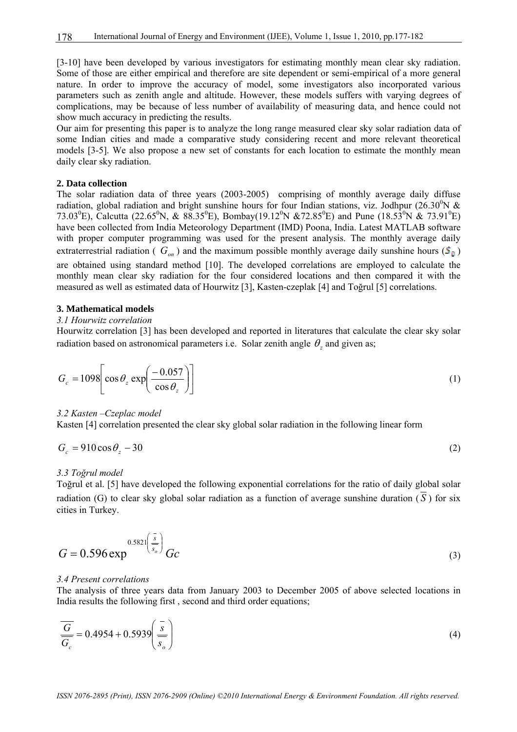[3-10] have been developed by various investigators for estimating monthly mean clear sky radiation. Some of those are either empirical and therefore are site dependent or semi-empirical of a more general nature. In order to improve the accuracy of model, some investigators also incorporated various parameters such as zenith angle and altitude. However, these models suffers with varying degrees of complications, may be because of less number of availability of measuring data, and hence could not show much accuracy in predicting the results.

Our aim for presenting this paper is to analyze the long range measured clear sky solar radiation data of some Indian cities and made a comparative study considering recent and more relevant theoretical models [3-5]. We also propose a new set of constants for each location to estimate the monthly mean daily clear sky radiation.

## 2. Data collection

The solar radiation data of three years (2003-2005) comprising of monthly average daily diffuse radiation, global radiation and bright sunshine hours for four Indian stations, viz. Jodhpur (26.30$^0$N & 73.03$^0$E), Calcutta (22.65$^0$N, & 88.35$^0$E), Bombay(19.12$^0$N &72.85$^0$E) and Pune (18.53$^0$N & 73.91$^0$E) have been collected from India Meteorology Department (IMD) Poona, India. Latest MATLAB software with proper computer programming was used for the present analysis. The monthly average daily extraterrestrial radiation ( $G_{on}$ ) and the maximum possible monthly average daily sunshine hours ($\bar{S}_0$) are obtained using standard method [10]. The developed correlations are employed to calculate the monthly mean clear sky radiation for the four considered locations and then compared it with the measured as well as estimated data of Hourwitz [3], Kasten-czeplak [4] and Toğrul [5] correlations.

## 3. Mathematical models

### *3.1 Hourwitz correlation*

Hourwitz correlation [3] has been developed and reported in literatures that calculate the clear sky solar radiation based on astronomical parameters i.e. Solar zenith angle $\theta_z$ and given as;

$$G_c = 1098\left[\cos\theta_z \exp\left(\frac{-0.057}{\cos\theta_z}\right)\right] \tag{1}$$

### *3.2 Kasten –Czeplac model*

Kasten [4] correlation presented the clear sky global solar radiation in the following linear form

$$G_c = 910\cos\theta_z - 30 \tag{2}$$

### *3.3 Toğrul model*

Toğrul et al. [5] have developed the following exponential correlations for the ratio of daily global solar radiation (G) to clear sky global solar radiation as a function of average sunshine duration ($\overline{S}$) for six cities in Turkey.

$$G = 0.596\exp^{0.5821\left(\frac{\bar{s}}{s_o}\right)} Gc \tag{3}$$

### *3.4 Present correlations*

The analysis of three years data from January 2003 to December 2005 of above selected locations in India results the following first , second and third order equations;

$$\frac{\overline{G}}{\overline{G_c}} = 0.4954 + 0.5939\left(\frac{\bar{s}}{\overline{s_o}}\right) \tag{4}$$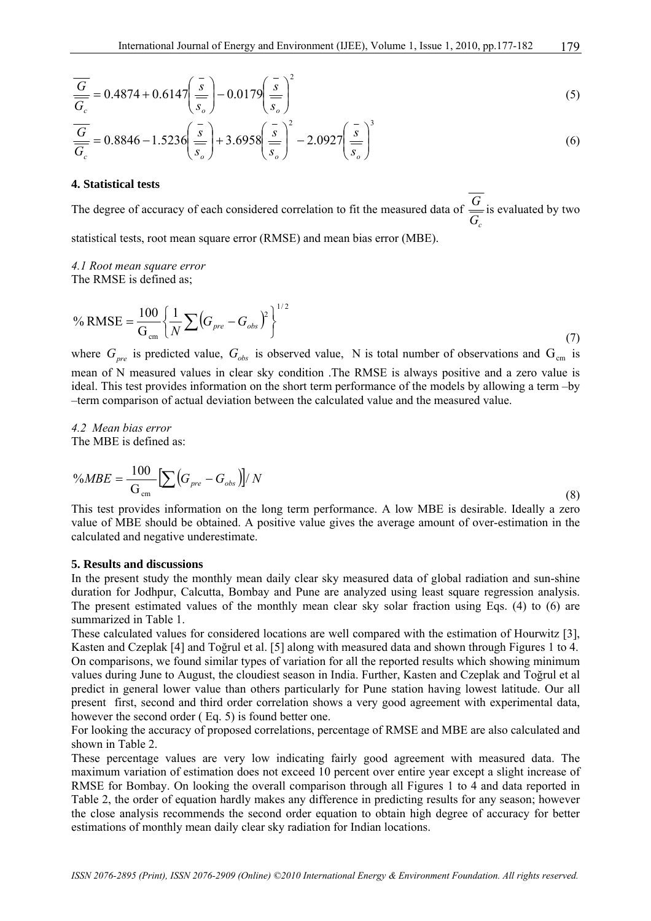$$\frac{\overline{G}}{\overline{G_c}} = 0.4874 + 0.6147\left(\frac{\overline{s}}{\overline{s_o}}\right) - 0.0179\left(\frac{\overline{s}}{\overline{s_o}}\right)^2 \tag{5}$$

$$\frac{\overline{G}}{\overline{G_c}} = 0.8846 - 1.5236\left(\frac{\overline{s}}{\overline{s_o}}\right) + 3.6958\left(\frac{\overline{s}}{\overline{s_o}}\right)^2 - 2.0927\left(\frac{\overline{s}}{\overline{s_o}}\right)^3 \tag{6}$$

#### 4. Statistical tests

The degree of accuracy of each considered correlation to fit the measured data of $\frac{\overline{G}}{\overline{G_c}}$ is evaluated by two statistical tests, root mean square error (RMSE) and mean bias error (MBE).

*4.1 Root mean square error*

The RMSE is defined as;

$$\%\,\mathrm{RMSE} = \frac{100}{\mathrm{G_{cm}}}\left\{\frac{1}{N}\sum\left(G_{pre} - G_{obs}\right)^2\right\}^{1/2} \tag{7}$$

where $G_{pre}$ is predicted value, $G_{obs}$ is observed value, N is total number of observations and $\mathrm{G_{cm}}$ is mean of N measured values in clear sky condition .The RMSE is always positive and a zero value is ideal. This test provides information on the short term performance of the models by allowing a term –by –term comparison of actual deviation between the calculated value and the measured value.

*4.2 Mean bias error*

The MBE is defined as:

$$\%MBE = \frac{100}{\mathrm{G_{cm}}}\left[\sum\left(G_{pre} - G_{obs}\right)\right]/\,N \tag{8}$$

This test provides information on the long term performance. A low MBE is desirable. Ideally a zero value of MBE should be obtained. A positive value gives the average amount of over-estimation in the calculated and negative underestimate.

#### 5. Results and discussions

In the present study the monthly mean daily clear sky measured data of global radiation and sun-shine duration for Jodhpur, Calcutta, Bombay and Pune are analyzed using least square regression analysis. The present estimated values of the monthly mean clear sky solar fraction using Eqs. (4) to (6) are summarized in Table 1.

These calculated values for considered locations are well compared with the estimation of Hourwitz [3], Kasten and Czeplak [4] and Toğrul et al. [5] along with measured data and shown through Figures 1 to 4. On comparisons, we found similar types of variation for all the reported results which showing minimum values during June to August, the cloudiest season in India. Further, Kasten and Czeplak and Toğrul et al predict in general lower value than others particularly for Pune station having lowest latitude. Our all present first, second and third order correlation shows a very good agreement with experimental data, however the second order ( Eq. 5) is found better one.

For looking the accuracy of proposed correlations, percentage of RMSE and MBE are also calculated and shown in Table 2.

These percentage values are very low indicating fairly good agreement with measured data. The maximum variation of estimation does not exceed 10 percent over entire year except a slight increase of RMSE for Bombay. On looking the overall comparison through all Figures 1 to 4 and data reported in Table 2, the order of equation hardly makes any difference in predicting results for any season; however the close analysis recommends the second order equation to obtain high degree of accuracy for better estimations of monthly mean daily clear sky radiation for Indian locations.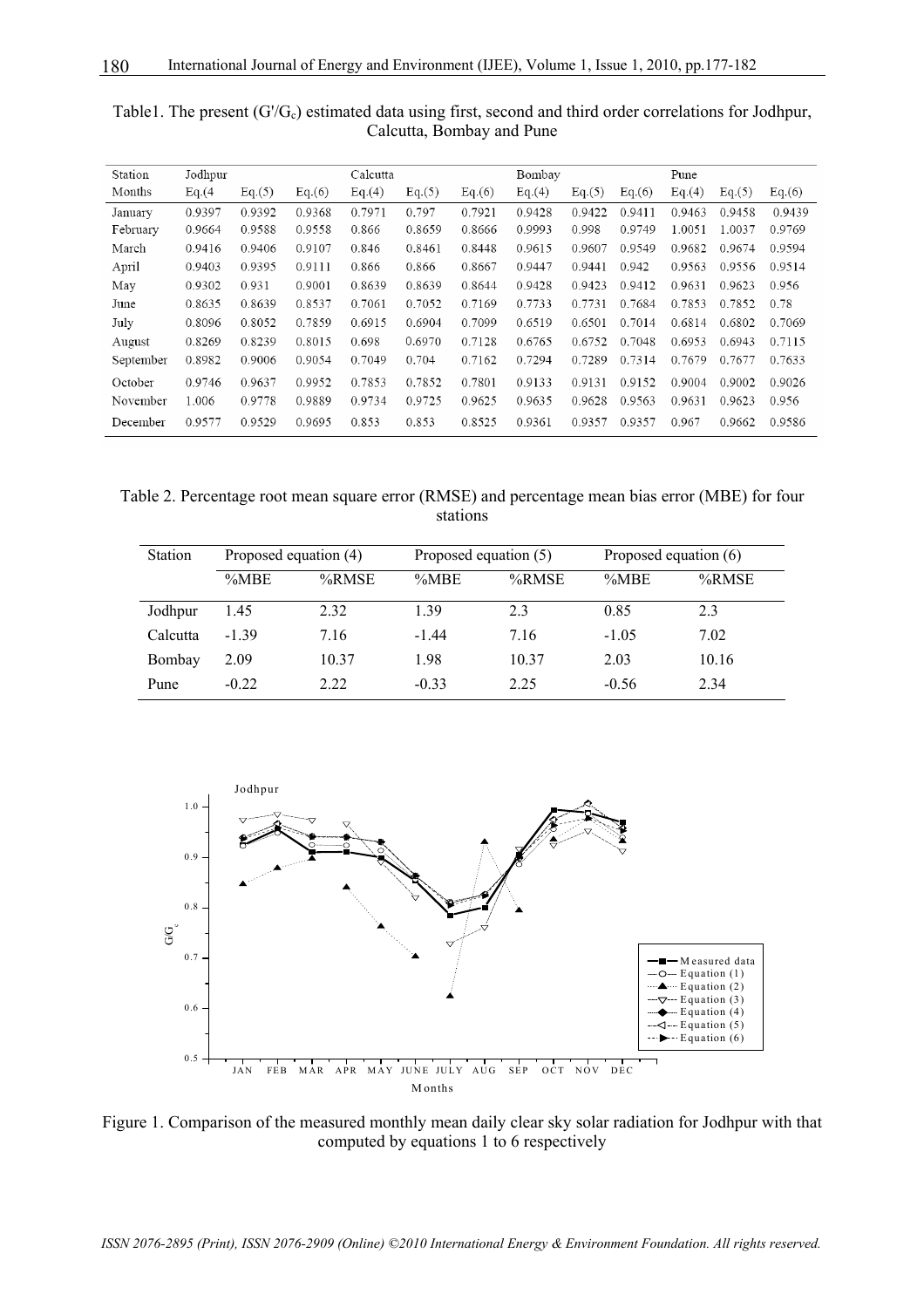Table1. The present ($G'/G_c$) estimated data using first, second and third order correlations for Jodhpur, Calcutta, Bombay and Pune

| Station | Jodhpur | | | Calcutta | | | Bombay | | | Pune | | |
|---|---|---|---|---|---|---|---|---|---|---|---|---|
| Months | Eq.(4 | Eq.(5) | Eq.(6) | Eq.(4) | Eq.(5) | Eq.(6) | Eq.(4) | Eq.(5) | Eq.(6) | Eq.(4) | Eq.(5) | Eq.(6) |
| January | 0.9397 | 0.9392 | 0.9368 | 0.7971 | 0.797 | 0.7921 | 0.9428 | 0.9422 | 0.9411 | 0.9463 | 0.9458 | 0.9439 |
| February | 0.9664 | 0.9588 | 0.9558 | 0.866 | 0.8659 | 0.8666 | 0.9993 | 0.998 | 0.9749 | 1.0051 | 1.0037 | 0.9769 |
| March | 0.9416 | 0.9406 | 0.9107 | 0.846 | 0.8461 | 0.8448 | 0.9615 | 0.9607 | 0.9549 | 0.9682 | 0.9674 | 0.9594 |
| April | 0.9403 | 0.9395 | 0.9111 | 0.866 | 0.866 | 0.8667 | 0.9447 | 0.9441 | 0.942 | 0.9563 | 0.9556 | 0.9514 |
| May | 0.9302 | 0.931 | 0.9001 | 0.8639 | 0.8639 | 0.8644 | 0.9428 | 0.9423 | 0.9412 | 0.9631 | 0.9623 | 0.956 |
| June | 0.8635 | 0.8639 | 0.8537 | 0.7061 | 0.7052 | 0.7169 | 0.7733 | 0.7731 | 0.7684 | 0.7853 | 0.7852 | 0.78 |
| July | 0.8096 | 0.8052 | 0.7859 | 0.6915 | 0.6904 | 0.7099 | 0.6519 | 0.6501 | 0.7014 | 0.6814 | 0.6802 | 0.7069 |
| August | 0.8269 | 0.8239 | 0.8015 | 0.698 | 0.6970 | 0.7128 | 0.6765 | 0.6752 | 0.7048 | 0.6953 | 0.6943 | 0.7115 |
| September | 0.8982 | 0.9006 | 0.9054 | 0.7049 | 0.704 | 0.7162 | 0.7294 | 0.7289 | 0.7314 | 0.7679 | 0.7677 | 0.7633 |
| October | 0.9746 | 0.9637 | 0.9952 | 0.7853 | 0.7852 | 0.7801 | 0.9133 | 0.9131 | 0.9152 | 0.9004 | 0.9002 | 0.9026 |
| November | 1.006 | 0.9778 | 0.9889 | 0.9734 | 0.9725 | 0.9625 | 0.9635 | 0.9628 | 0.9563 | 0.9631 | 0.9623 | 0.956 |
| December | 0.9577 | 0.9529 | 0.9695 | 0.853 | 0.853 | 0.8525 | 0.9361 | 0.9357 | 0.9357 | 0.967 | 0.9662 | 0.9586 |

Table 2. Percentage root mean square error (RMSE) and percentage mean bias error (MBE) for four stations

| Station | Proposed equation (4) | | Proposed equation (5) | | Proposed equation (6) | |
|---|---|---|---|---|---|---|
| | %MBE | %RMSE | %MBE | %RMSE | %MBE | %RMSE |
| Jodhpur | 1.45 | 2.32 | 1.39 | 2.3 | 0.85 | 2.3 |
| Calcutta | -1.39 | 7.16 | -1.44 | 7.16 | -1.05 | 7.02 |
| Bombay | 2.09 | 10.37 | 1.98 | 10.37 | 2.03 | 10.16 |
| Pune | -0.22 | 2.22 | -0.33 | 2.25 | -0.56 | 2.34 |

Figure 1. Comparison of the measured monthly mean daily clear sky solar radiation for Jodhpur with that computed by equations 1 to 6 respectively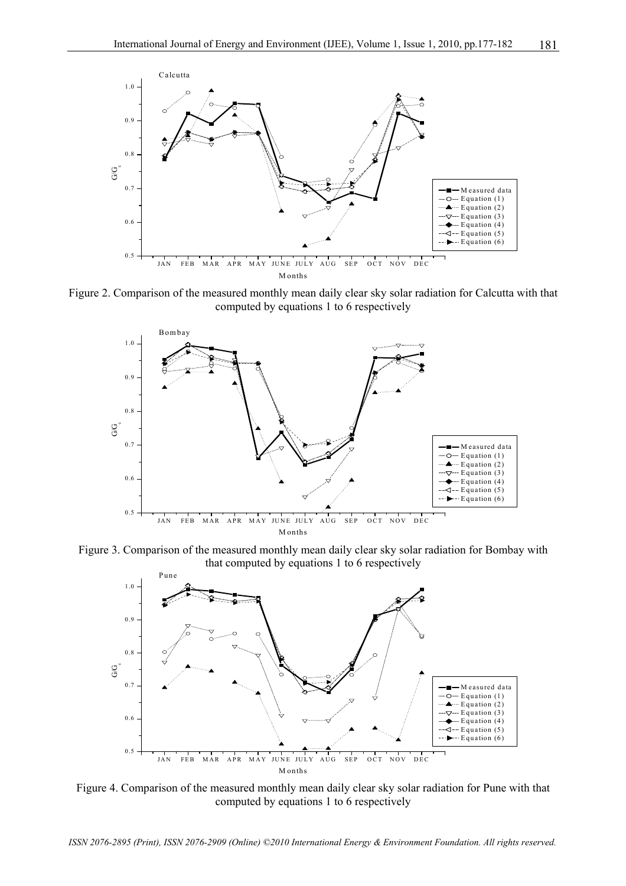Figure 2. Comparison of the measured monthly mean daily clear sky solar radiation for Calcutta with that computed by equations 1 to 6 respectively

Figure 3. Comparison of the measured monthly mean daily clear sky solar radiation for Bombay with that computed by equations 1 to 6 respectively

Figure 4. Comparison of the measured monthly mean daily clear sky solar radiation for Pune with that computed by equations 1 to 6 respectively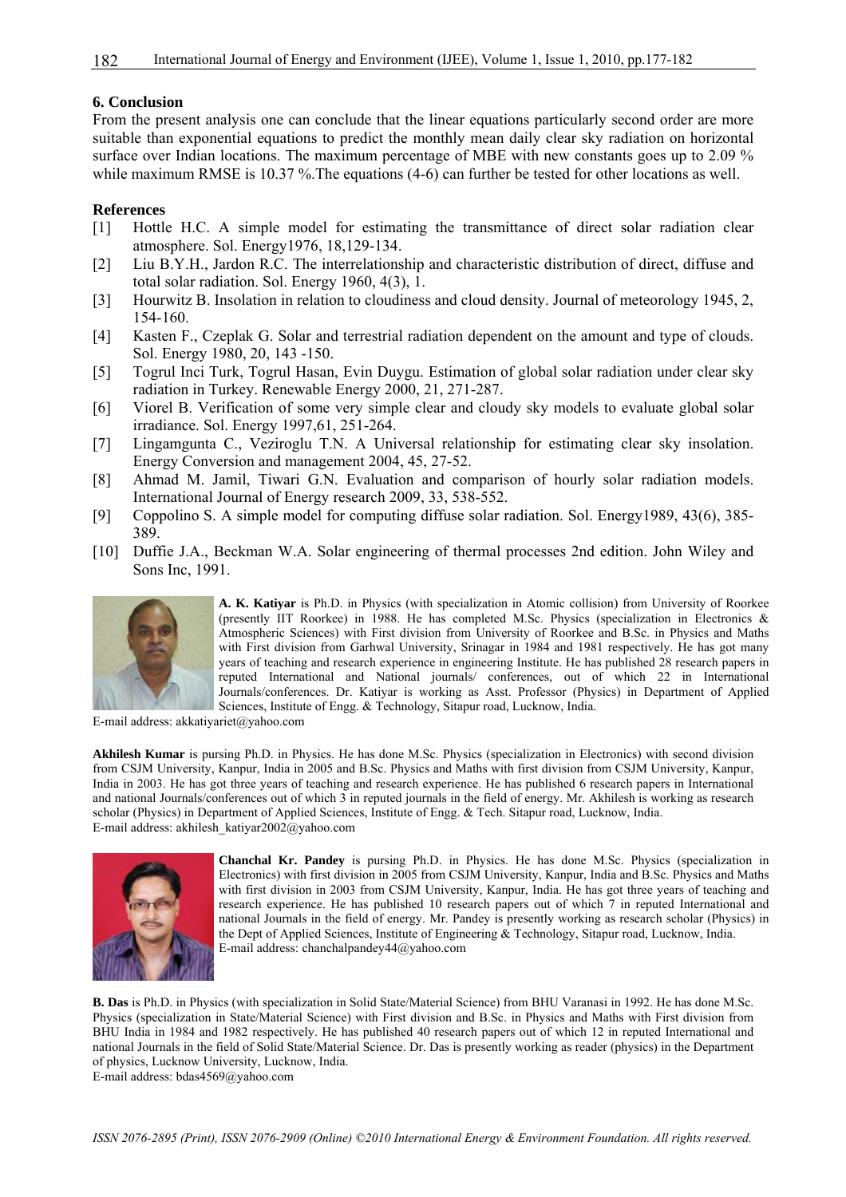## 6. Conclusion

From the present analysis one can conclude that the linear equations particularly second order are more suitable than exponential equations to predict the monthly mean daily clear sky radiation on horizontal surface over Indian locations. The maximum percentage of MBE with new constants goes up to 2.09 % while maximum RMSE is 10.37 %.The equations (4-6) can further be tested for other locations as well.

## References

[1] Hottle H.C. A simple model for estimating the transmittance of direct solar radiation clear atmosphere. Sol. Energy1976, 18,129-134.

[2] Liu B.Y.H., Jardon R.C. The interrelationship and characteristic distribution of direct, diffuse and total solar radiation. Sol. Energy 1960, 4(3), 1.

[3] Hourwitz B. Insolation in relation to cloudiness and cloud density. Journal of meteorology 1945, 2, 154-160.

[4] Kasten F., Czeplak G. Solar and terrestrial radiation dependent on the amount and type of clouds. Sol. Energy 1980, 20, 143 -150.

[5] Togrul Inci Turk, Togrul Hasan, Evin Duygu. Estimation of global solar radiation under clear sky radiation in Turkey. Renewable Energy 2000, 21, 271-287.

[6] Viorel B. Verification of some very simple clear and cloudy sky models to evaluate global solar irradiance. Sol. Energy 1997,61, 251-264.

[7] Lingamgunta C., Veziroglu T.N. A Universal relationship for estimating clear sky insolation. Energy Conversion and management 2004, 45, 27-52.

[8] Ahmad M. Jamil, Tiwari G.N. Evaluation and comparison of hourly solar radiation models. International Journal of Energy research 2009, 33, 538-552.

[9] Coppolino S. A simple model for computing diffuse solar radiation. Sol. Energy1989, 43(6), 385-389.

[10] Duffie J.A., Beckman W.A. Solar engineering of thermal processes 2nd edition. John Wiley and Sons Inc, 1991.

**A. K. Katiyar** is Ph.D. in Physics (with specialization in Atomic collision) from University of Roorkee (presently IIT Roorkee) in 1988. He has completed M.Sc. Physics (specialization in Electronics & Atmospheric Sciences) with First division from University of Roorkee and B.Sc. in Physics and Maths with First division from Garhwal University, Srinagar in 1984 and 1981 respectively. He has got many years of teaching and research experience in engineering Institute. He has published 28 research papers in reputed International and National journals/ conferences, out of which 22 in International Journals/conferences. Dr. Katiyar is working as Asst. Professor (Physics) in Department of Applied Sciences, Institute of Engg. & Technology, Sitapur road, Lucknow, India.
E-mail address: akkatiyariet@yahoo.com

**Akhilesh Kumar** is pursing Ph.D. in Physics. He has done M.Sc. Physics (specialization in Electronics) with second division from CSJM University, Kanpur, India in 2005 and B.Sc. Physics and Maths with first division from CSJM University, Kanpur, India in 2003. He has got three years of teaching and research experience. He has published 6 research papers in International and national Journals/conferences out of which 3 in reputed journals in the field of energy. Mr. Akhilesh is working as research scholar (Physics) in Department of Applied Sciences, Institute of Engg. & Tech. Sitapur road, Lucknow, India.
E-mail address: akhilesh_katiyar2002@yahoo.com

**Chanchal Kr. Pandey** is pursing Ph.D. in Physics. He has done M.Sc. Physics (specialization in Electronics) with first division in 2005 from CSJM University, Kanpur, India and B.Sc. Physics and Maths with first division in 2003 from CSJM University, Kanpur, India. He has got three years of teaching and research experience. He has published 10 research papers out of which 7 in reputed International and national Journals in the field of energy. Mr. Pandey is presently working as research scholar (Physics) in the Dept of Applied Sciences, Institute of Engineering & Technology, Sitapur road, Lucknow, India.
E-mail address: chanchalpandey44@yahoo.com

**B. Das** is Ph.D. in Physics (with specialization in Solid State/Material Science) from BHU Varanasi in 1992. He has done M.Sc. Physics (specialization in State/Material Science) with First division and B.Sc. in Physics and Maths with First division from BHU India in 1984 and 1982 respectively. He has published 40 research papers out of which 12 in reputed International and national Journals in the field of Solid State/Material Science. Dr. Das is presently working as reader (physics) in the Department of physics, Lucknow University, Lucknow, India.
E-mail address: bdas4569@yahoo.com